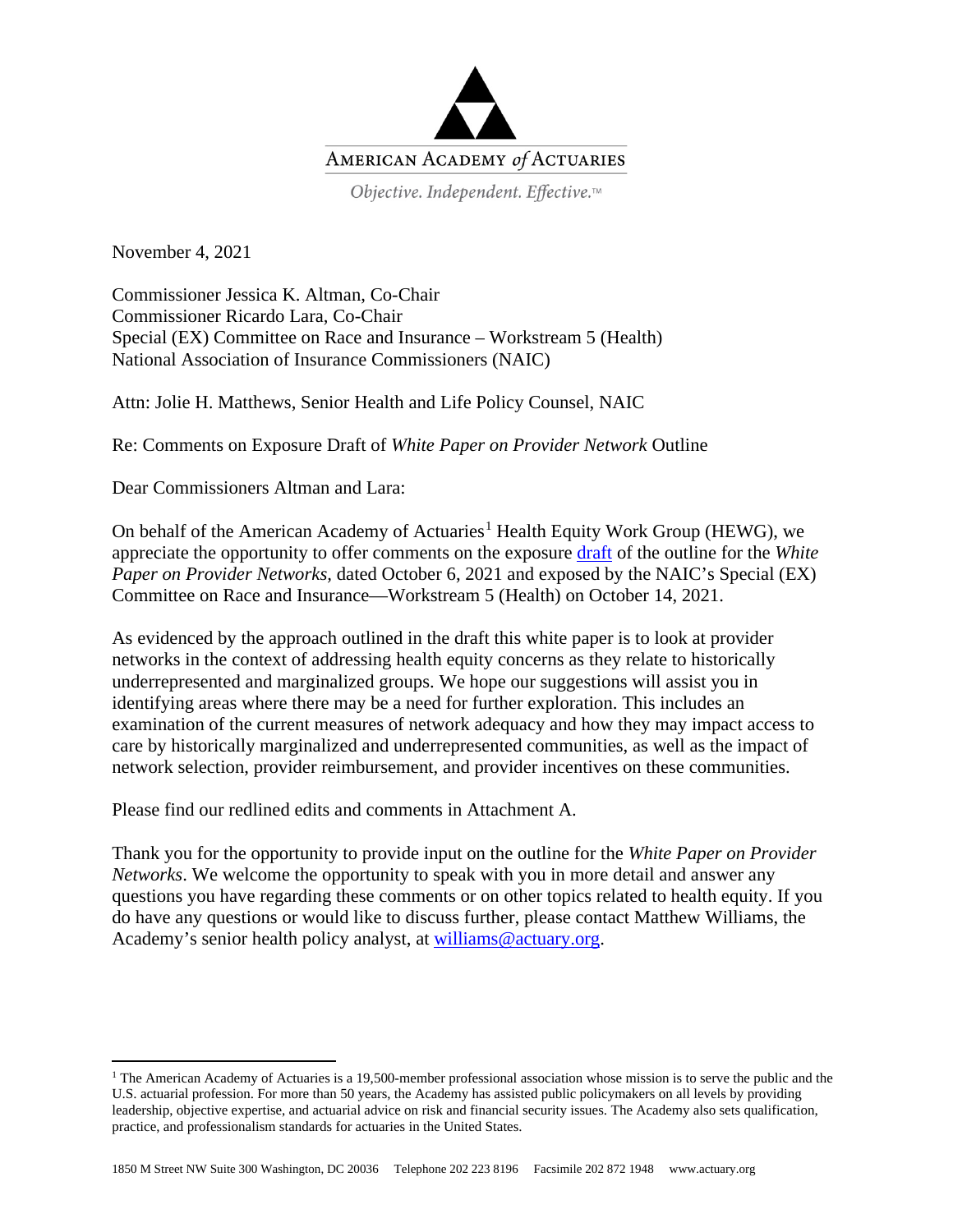AMERICAN ACADEMY *of* ACTUARIES

*Objective. Independent. Effective.*™

November 4, 2021

Commissioner Jessica K. Altman, Co-Chair
Commissioner Ricardo Lara, Co-Chair
Special (EX) Committee on Race and Insurance – Workstream 5 (Health)
National Association of Insurance Commissioners (NAIC)

Attn: Jolie H. Matthews, Senior Health and Life Policy Counsel, NAIC

Re: Comments on Exposure Draft of *White Paper on Provider Network* Outline

Dear Commissioners Altman and Lara:

On behalf of the American Academy of Actuaries[1] Health Equity Work Group (HEWG), we appreciate the opportunity to offer comments on the exposure draft of the outline for the *White Paper on Provider Networks*, dated October 6, 2021 and exposed by the NAIC's Special (EX) Committee on Race and Insurance—Workstream 5 (Health) on October 14, 2021.

As evidenced by the approach outlined in the draft this white paper is to look at provider networks in the context of addressing health equity concerns as they relate to historically underrepresented and marginalized groups. We hope our suggestions will assist you in identifying areas where there may be a need for further exploration. This includes an examination of the current measures of network adequacy and how they may impact access to care by historically marginalized and underrepresented communities, as well as the impact of network selection, provider reimbursement, and provider incentives on these communities.

Please find our redlined edits and comments in Attachment A.

Thank you for the opportunity to provide input on the outline for the *White Paper on Provider Networks*. We welcome the opportunity to speak with you in more detail and answer any questions you have regarding these comments or on other topics related to health equity. If you do have any questions or would like to discuss further, please contact Matthew Williams, the Academy's senior health policy analyst, at williams@actuary.org.

[1] The American Academy of Actuaries is a 19,500-member professional association whose mission is to serve the public and the U.S. actuarial profession. For more than 50 years, the Academy has assisted public policymakers on all levels by providing leadership, objective expertise, and actuarial advice on risk and financial security issues. The Academy also sets qualification, practice, and professionalism standards for actuaries in the United States.

1850 M Street NW Suite 300 Washington, DC 20036 Telephone 202 223 8196 Facsimile 202 872 1948 www.actuary.org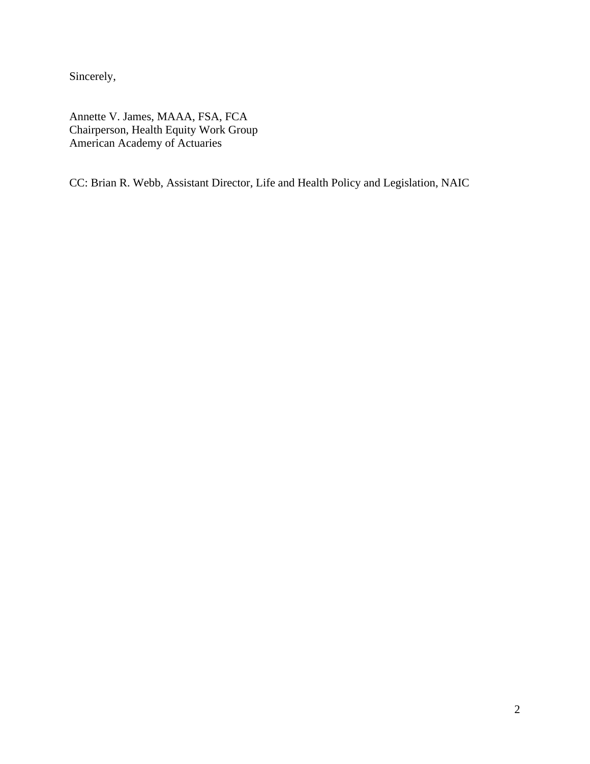Sincerely,

Annette V. James, MAAA, FSA, FCA
Chairperson, Health Equity Work Group
American Academy of Actuaries

CC: Brian R. Webb, Assistant Director, Life and Health Policy and Legislation, NAIC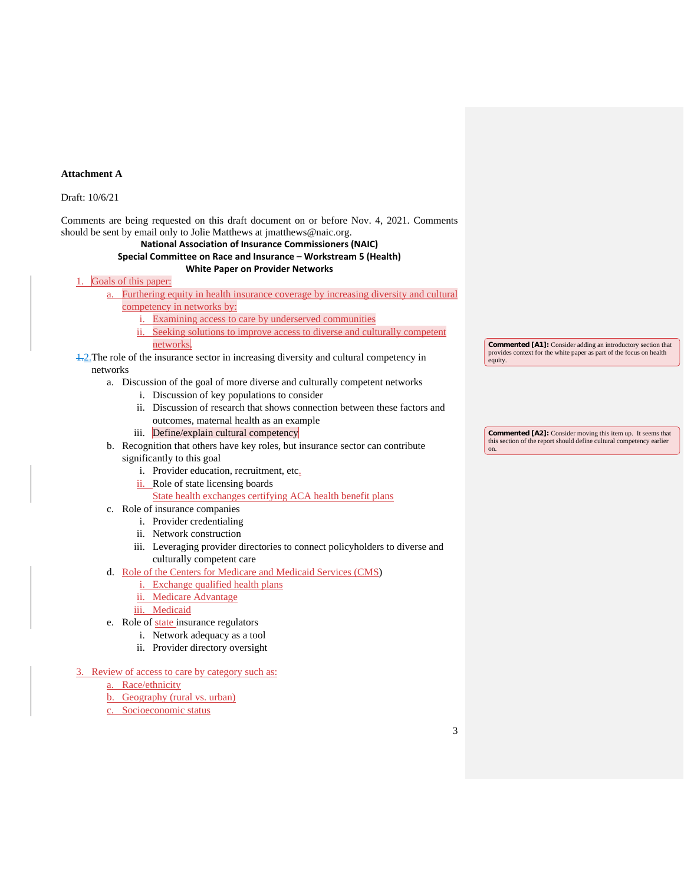**Attachment A**

Draft: 10/6/21

Comments are being requested on this draft document on or before Nov. 4, 2021. Comments should be sent by email only to Jolie Matthews at jmatthews@naic.org.

**National Association of Insurance Commissioners (NAIC)**
**Special Committee on Race and Insurance – Workstream 5 (Health)**
**White Paper on Provider Networks**

1. Goals of this paper:
   a. Furthering equity in health insurance coverage by increasing diversity and cultural competency in networks by:
      i. Examining access to care by underserved communities
      ii. Seeking solutions to improve access to diverse and culturally competent networks.
2. The role of the insurance sector in increasing diversity and cultural competency in networks
   a. Discussion of the goal of more diverse and culturally competent networks
      i. Discussion of key populations to consider
      ii. Discussion of research that shows connection between these factors and outcomes, maternal health as an example
      iii. Define/explain cultural competency
   b. Recognition that others have key roles, but insurance sector can contribute significantly to this goal
      i. Provider education, recruitment, etc.
      ii. Role of state licensing boards
      State health exchanges certifying ACA health benefit plans
   c. Role of insurance companies
      i. Provider credentialing
      ii. Network construction
      iii. Leveraging provider directories to connect policyholders to diverse and culturally competent care
   d. Role of the Centers for Medicare and Medicaid Services (CMS)
      i. Exchange qualified health plans
      ii. Medicare Advantage
      iii. Medicaid
   e. Role of state insurance regulators
      i. Network adequacy as a tool
      ii. Provider directory oversight
3. Review of access to care by category such as:
   a. Race/ethnicity
   b. Geography (rural vs. urban)
   c. Socioeconomic status

**Commented [A1]:** Consider adding an introductory section that provides context for the white paper as part of the focus on health equity.

**Commented [A2]:** Consider moving this item up. It seems that this section of the report should define cultural competency earlier on.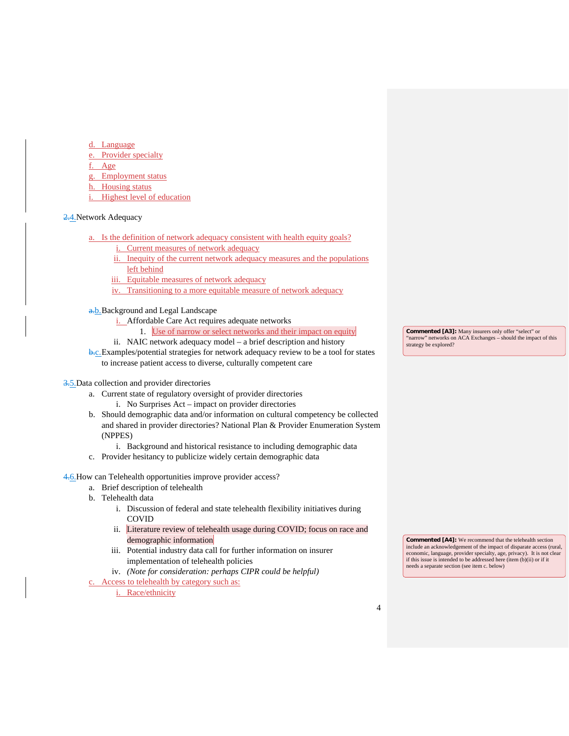d. Language
e. Provider specialty
f. Age
g. Employment status
h. Housing status
i. Highest level of education

2.4. Network Adequacy

a. Is the definition of network adequacy consistent with health equity goals?
    i. Current measures of network adequacy
    ii. Inequity of the current network adequacy measures and the populations left behind
    iii. Equitable measures of network adequacy
    iv. Transitioning to a more equitable measure of network adequacy

a.b. Background and Legal Landscape
    i. Affordable Care Act requires adequate networks
        1. Use of narrow or select networks and their impact on equity
    ii. NAIC network adequacy model – a brief description and history

b.c. Examples/potential strategies for network adequacy review to be a tool for states to increase patient access to diverse, culturally competent care

> **Commented [A3]:** Many insurers only offer "select" or "narrow" networks on ACA Exchanges – should the impact of this strategy be explored?

3.5. Data collection and provider directories

a. Current state of regulatory oversight of provider directories
    i. No Surprises Act – impact on provider directories
b. Should demographic data and/or information on cultural competency be collected and shared in provider directories? National Plan & Provider Enumeration System (NPPES)
    i. Background and historical resistance to including demographic data
c. Provider hesitancy to publicize widely certain demographic data

4.6. How can Telehealth opportunities improve provider access?

a. Brief description of telehealth
b. Telehealth data
    i. Discussion of federal and state telehealth flexibility initiatives during COVID
    ii. Literature review of telehealth usage during COVID; focus on race and demographic information
    iii. Potential industry data call for further information on insurer implementation of telehealth policies
    iv. *(Note for consideration: perhaps CIPR could be helpful)*
c. Access to telehealth by category such as:
    i. Race/ethnicity

> **Commented [A4]:** We recommend that the telehealth section include an acknowledgement of the impact of disparate access (rural, economic, language, provider specialty, age, privacy). It is not clear if this issue is intended to be addressed here (item (b)(ii) or if it needs a separate section (see item c. below)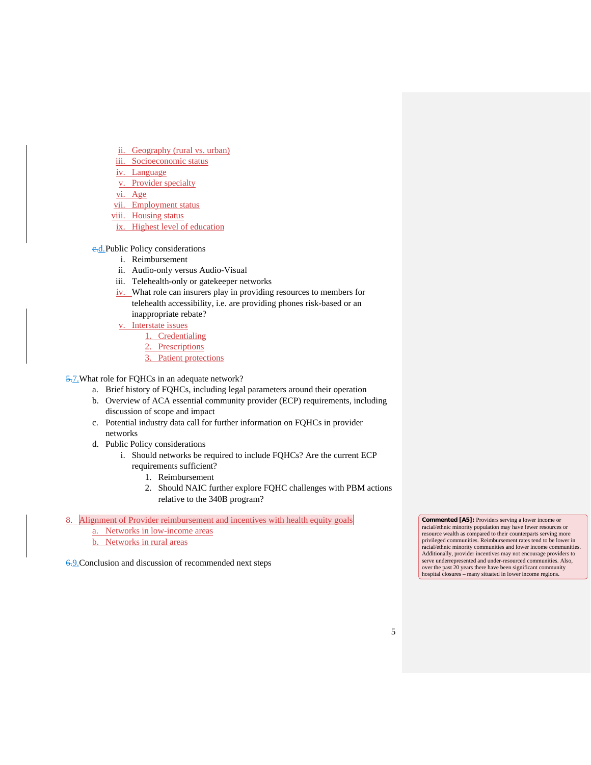ii. Geography (rural vs. urban)
iii. Socioeconomic status
iv. Language
v. Provider specialty
vi. Age
vii. Employment status
viii. Housing status
ix. Highest level of education

c.d. Public Policy considerations

i. Reimbursement
ii. Audio-only versus Audio-Visual
iii. Telehealth-only or gatekeeper networks
iv. What role can insurers play in providing resources to members for telehealth accessibility, i.e. are providing phones risk-based or an inappropriate rebate?
v. Interstate issues
   1. Credentialing
   2. Prescriptions
   3. Patient protections

5.7. What role for FQHCs in an adequate network?

a. Brief history of FQHCs, including legal parameters around their operation
b. Overview of ACA essential community provider (ECP) requirements, including discussion of scope and impact
c. Potential industry data call for further information on FQHCs in provider networks
d. Public Policy considerations
   i. Should networks be required to include FQHCs? Are the current ECP requirements sufficient?
      1. Reimbursement
      2. Should NAIC further explore FQHC challenges with PBM actions relative to the 340B program?

8. Alignment of Provider reimbursement and incentives with health equity goals

a. Networks in low-income areas
b. Networks in rural areas

6.9. Conclusion and discussion of recommended next steps

**Commented [A5]:** Providers serving a lower income or racial/ethnic minority population may have fewer resources or resource wealth as compared to their counterparts serving more privileged communities. Reimbursement rates tend to be lower in racial/ethnic minority communities and lower income communities. Additionally, provider incentives may not encourage providers to serve underrepresented and under-resourced communities. Also, over the past 20 years there have been significant community hospital closures – many situated in lower income regions.